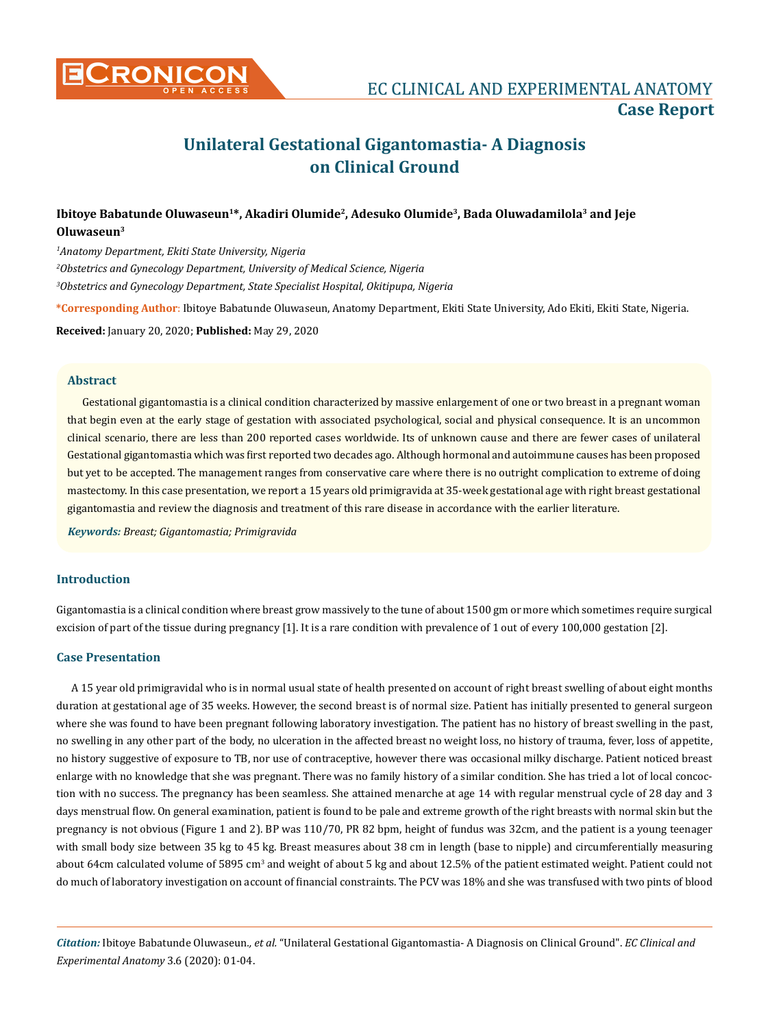# Unilateral Gestational Gigantomastia- A Diagnosis on Clinical Ground

**Ibitoye Babatunde Oluwaseun[1]\*, Akadiri Olumide[2], Adesuko Olumide[3], Bada Oluwadamilola[3] and Jeje Oluwaseun[3]**

*[1]Anatomy Department, Ekiti State University, Nigeria*

*[2]Obstetrics and Gynecology Department, University of Medical Science, Nigeria*

*[3]Obstetrics and Gynecology Department, State Specialist Hospital, Okitipupa, Nigeria*

**\*Corresponding Author**: Ibitoye Babatunde Oluwaseun, Anatomy Department, Ekiti State University, Ado Ekiti, Ekiti State, Nigeria.

**Received:** January 20, 2020; **Published:** May 29, 2020

## Abstract

Gestational gigantomastia is a clinical condition characterized by massive enlargement of one or two breast in a pregnant woman that begin even at the early stage of gestation with associated psychological, social and physical consequence. It is an uncommon clinical scenario, there are less than 200 reported cases worldwide. Its of unknown cause and there are fewer cases of unilateral Gestational gigantomastia which was first reported two decades ago. Although hormonal and autoimmune causes has been proposed but yet to be accepted. The management ranges from conservative care where there is no outright complication to extreme of doing mastectomy. In this case presentation, we report a 15 years old primigravida at 35-week gestational age with right breast gestational gigantomastia and review the diagnosis and treatment of this rare disease in accordance with the earlier literature.

***Keywords:*** *Breast; Gigantomastia; Primigravida*

## Introduction

Gigantomastia is a clinical condition where breast grow massively to the tune of about 1500 gm or more which sometimes require surgical excision of part of the tissue during pregnancy [1]. It is a rare condition with prevalence of 1 out of every 100,000 gestation [2].

## Case Presentation

A 15 year old primigravidal who is in normal usual state of health presented on account of right breast swelling of about eight months duration at gestational age of 35 weeks. However, the second breast is of normal size. Patient has initially presented to general surgeon where she was found to have been pregnant following laboratory investigation. The patient has no history of breast swelling in the past, no swelling in any other part of the body, no ulceration in the affected breast no weight loss, no history of trauma, fever, loss of appetite, no history suggestive of exposure to TB, nor use of contraceptive, however there was occasional milky discharge. Patient noticed breast enlarge with no knowledge that she was pregnant. There was no family history of a similar condition. She has tried a lot of local concoction with no success. The pregnancy has been seamless. She attained menarche at age 14 with regular menstrual cycle of 28 day and 3 days menstrual flow. On general examination, patient is found to be pale and extreme growth of the right breasts with normal skin but the pregnancy is not obvious (Figure 1 and 2). BP was 110/70, PR 82 bpm, height of fundus was 32cm, and the patient is a young teenager with small body size between 35 kg to 45 kg. Breast measures about 38 cm in length (base to nipple) and circumferentially measuring about 64cm calculated volume of 5895 $cm^3$ and weight of about 5 kg and about 12.5% of the patient estimated weight. Patient could not do much of laboratory investigation on account of financial constraints. The PCV was 18% and she was transfused with two pints of blood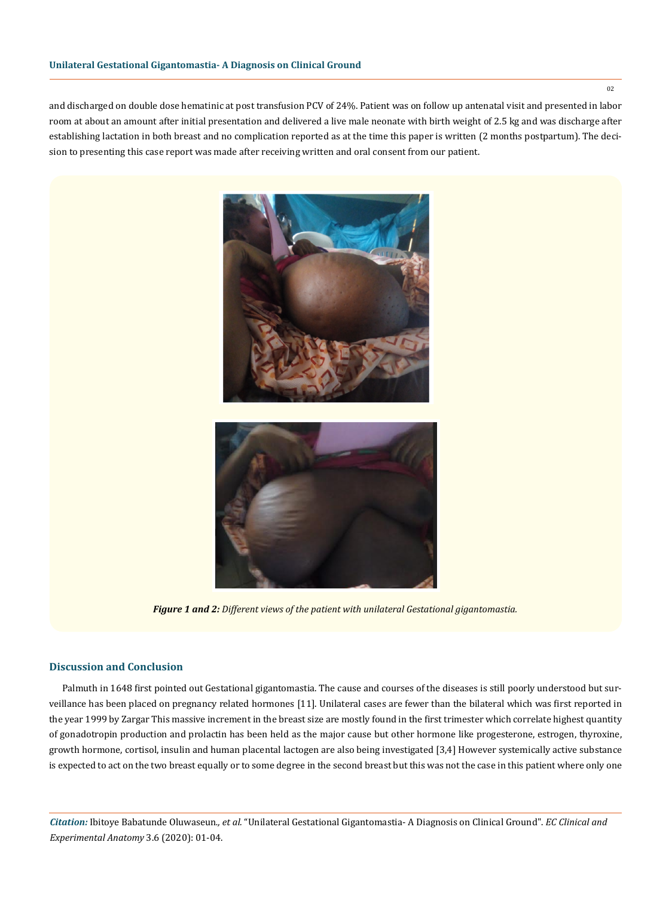and discharged on double dose hematinic at post transfusion PCV of 24%. Patient was on follow up antenatal visit and presented in labor room at about an amount after initial presentation and delivered a live male neonate with birth weight of 2.5 kg and was discharge after establishing lactation in both breast and no complication reported as at the time this paper is written (2 months postpartum). The decision to presenting this case report was made after receiving written and oral consent from our patient.

***Figure 1 and 2:*** *Different views of the patient with unilateral Gestational gigantomastia.*

## Discussion and Conclusion

Palmuth in 1648 first pointed out Gestational gigantomastia. The cause and courses of the diseases is still poorly understood but surveillance has been placed on pregnancy related hormones [11]. Unilateral cases are fewer than the bilateral which was first reported in the year 1999 by Zargar This massive increment in the breast size are mostly found in the first trimester which correlate highest quantity of gonadotropin production and prolactin has been held as the major cause but other hormone like progesterone, estrogen, thyroxine, growth hormone, cortisol, insulin and human placental lactogen are also being investigated [3,4] However systemically active substance is expected to act on the two breast equally or to some degree in the second breast but this was not the case in this patient where only one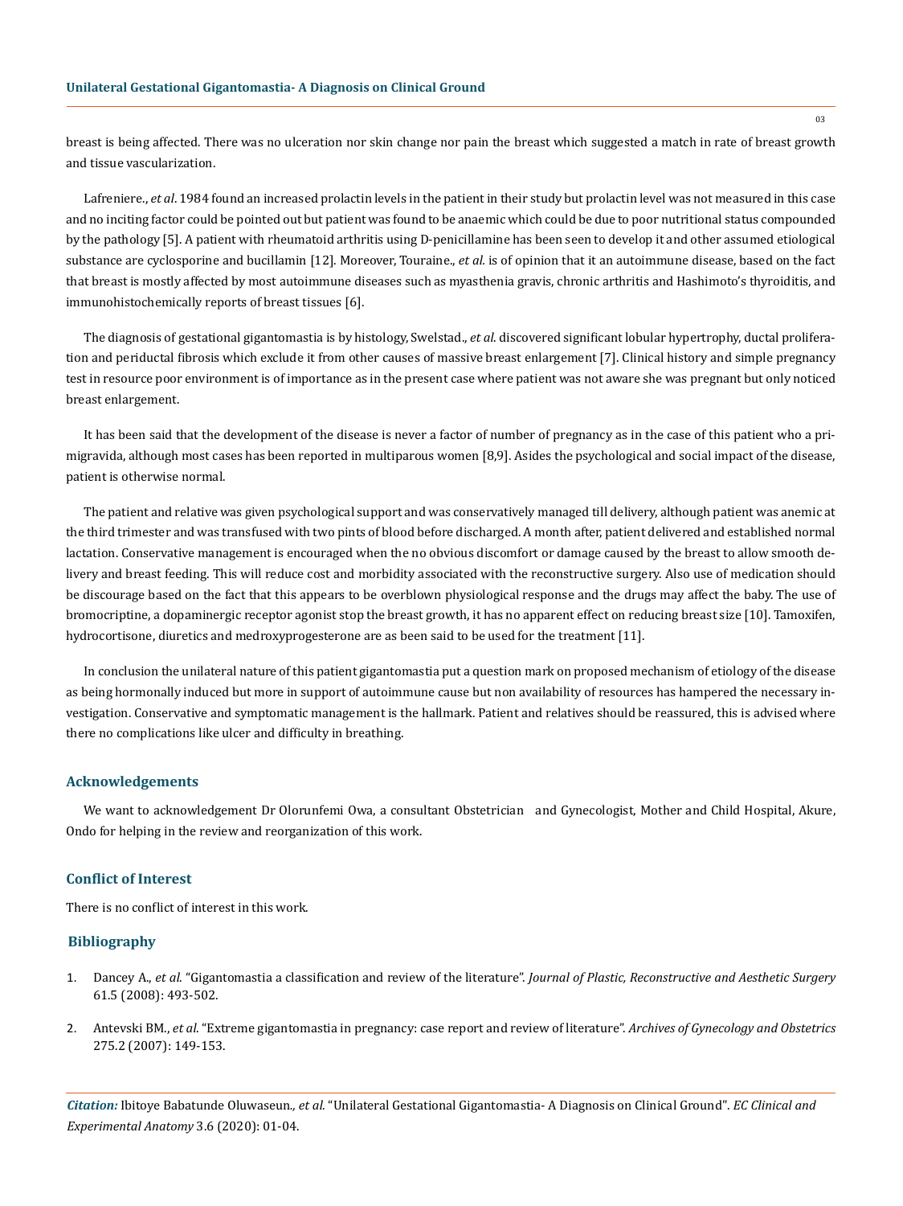breast is being affected. There was no ulceration nor skin change nor pain the breast which suggested a match in rate of breast growth and tissue vascularization.

Lafreniere., *et al*. 1984 found an increased prolactin levels in the patient in their study but prolactin level was not measured in this case and no inciting factor could be pointed out but patient was found to be anaemic which could be due to poor nutritional status compounded by the pathology [5]. A patient with rheumatoid arthritis using D-penicillamine has been seen to develop it and other assumed etiological substance are cyclosporine and bucillamin [12]. Moreover, Touraine., *et al.* is of opinion that it an autoimmune disease, based on the fact that breast is mostly affected by most autoimmune diseases such as myasthenia gravis, chronic arthritis and Hashimoto's thyroiditis, and immunohistochemically reports of breast tissues [6].

The diagnosis of gestational gigantomastia is by histology, Swelstad., *et al.* discovered significant lobular hypertrophy, ductal proliferation and periductal fibrosis which exclude it from other causes of massive breast enlargement [7]. Clinical history and simple pregnancy test in resource poor environment is of importance as in the present case where patient was not aware she was pregnant but only noticed breast enlargement.

It has been said that the development of the disease is never a factor of number of pregnancy as in the case of this patient who a primigravida, although most cases has been reported in multiparous women [8,9]. Asides the psychological and social impact of the disease, patient is otherwise normal.

The patient and relative was given psychological support and was conservatively managed till delivery, although patient was anemic at the third trimester and was transfused with two pints of blood before discharged. A month after, patient delivered and established normal lactation. Conservative management is encouraged when the no obvious discomfort or damage caused by the breast to allow smooth delivery and breast feeding. This will reduce cost and morbidity associated with the reconstructive surgery. Also use of medication should be discourage based on the fact that this appears to be overblown physiological response and the drugs may affect the baby. The use of bromocriptine, a dopaminergic receptor agonist stop the breast growth, it has no apparent effect on reducing breast size [10]. Tamoxifen, hydrocortisone, diuretics and medroxyprogesterone are as been said to be used for the treatment [11].

In conclusion the unilateral nature of this patient gigantomastia put a question mark on proposed mechanism of etiology of the disease as being hormonally induced but more in support of autoimmune cause but non availability of resources has hampered the necessary investigation. Conservative and symptomatic management is the hallmark. Patient and relatives should be reassured, this is advised where there no complications like ulcer and difficulty in breathing.

## Acknowledgements

We want to acknowledgement Dr Olorunfemi Owa, a consultant Obstetrician and Gynecologist, Mother and Child Hospital, Akure, Ondo for helping in the review and reorganization of this work.

## Conflict of Interest

There is no conflict of interest in this work.

## Bibliography

1. Dancey A., *et al.* "Gigantomastia a classification and review of the literature". *Journal of Plastic, Reconstructive and Aesthetic Surgery* 61.5 (2008): 493-502.
2. Antevski BM., *et al*. "Extreme gigantomastia in pregnancy: case report and review of literature". *Archives of Gynecology and Obstetrics* 275.2 (2007): 149-153.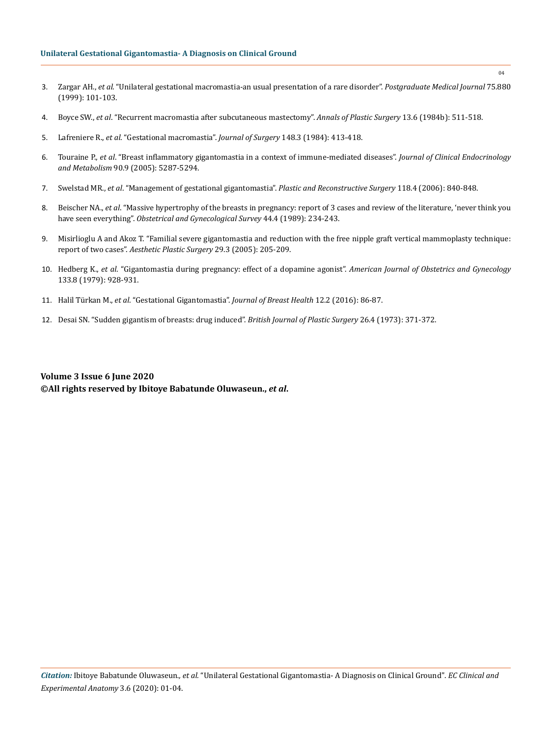3. Zargar AH., *et al*. "Unilateral gestational macromastia-an usual presentation of a rare disorder". *Postgraduate Medical Journal* 75.880 (1999): 101-103.

4. Boyce SW., *et al*. "Recurrent macromastia after subcutaneous mastectomy". *Annals of Plastic Surgery* 13.6 (1984b): 511-518.

5. Lafreniere R., *et al*. "Gestational macromastia". *Journal of Surgery* 148.3 (1984): 413-418.

6. Touraine P., *et al*. "Breast inflammatory gigantomastia in a context of immune-mediated diseases". *Journal of Clinical Endocrinology and Metabolism* 90.9 (2005): 5287-5294.

7. Swelstad MR., *et al*. "Management of gestational gigantomastia". *Plastic and Reconstructive Surgery* 118.4 (2006): 840-848.

8. Beischer NA., *et al*. "Massive hypertrophy of the breasts in pregnancy: report of 3 cases and review of the literature, 'never think you have seen everything". *Obstetrical and Gynecological Survey* 44.4 (1989): 234-243.

9. Misirlioglu A and Akoz T. "Familial severe gigantomastia and reduction with the free nipple graft vertical mammoplasty technique: report of two cases". *Aesthetic Plastic Surgery* 29.3 (2005): 205-209.

10. Hedberg K., *et al*. "Gigantomastia during pregnancy: effect of a dopamine agonist". *American Journal of Obstetrics and Gynecology* 133.8 (1979): 928-931.

11. Halil Türkan M., *et al*. "Gestational Gigantomastia". *Journal of Breast Health* 12.2 (2016): 86-87.

12. Desai SN. "Sudden gigantism of breasts: drug induced". *British Journal of Plastic Surgery* 26.4 (1973): 371-372.

**Volume 3 Issue 6 June 2020**
**©All rights reserved by Ibitoye Babatunde Oluwaseun., *et al*.**